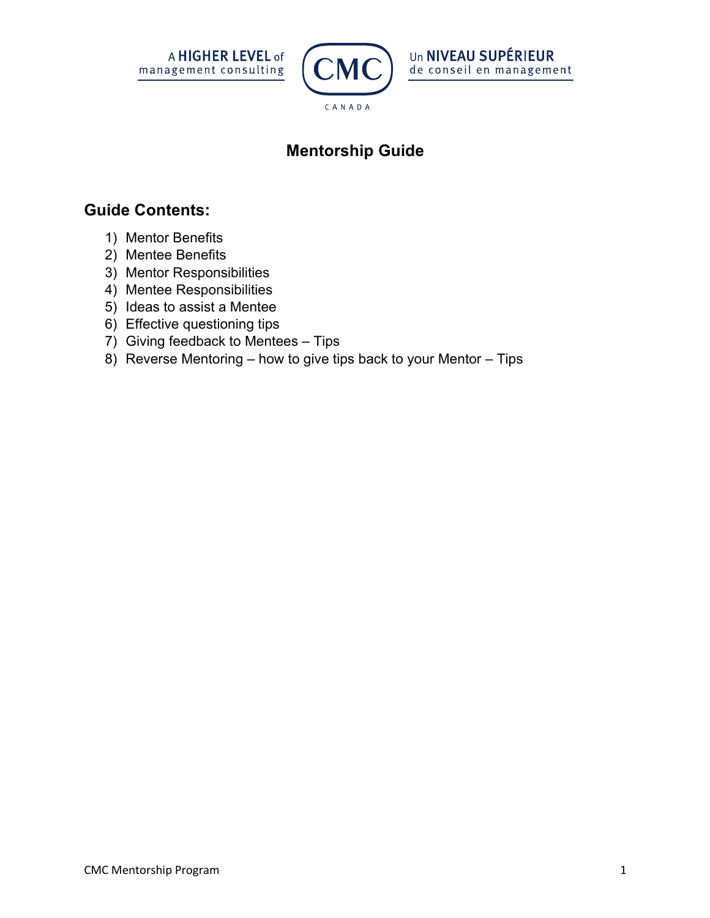A **HIGHER LEVEL** of management consulting

CMC CANADA

Un **NIVEAU SUPÉRIEUR** de conseil en management

# Mentorship Guide

## Guide Contents:

1) Mentor Benefits
2) Mentee Benefits
3) Mentor Responsibilities
4) Mentee Responsibilities
5) Ideas to assist a Mentee
6) Effective questioning tips
7) Giving feedback to Mentees – Tips
8) Reverse Mentoring – how to give tips back to your Mentor – Tips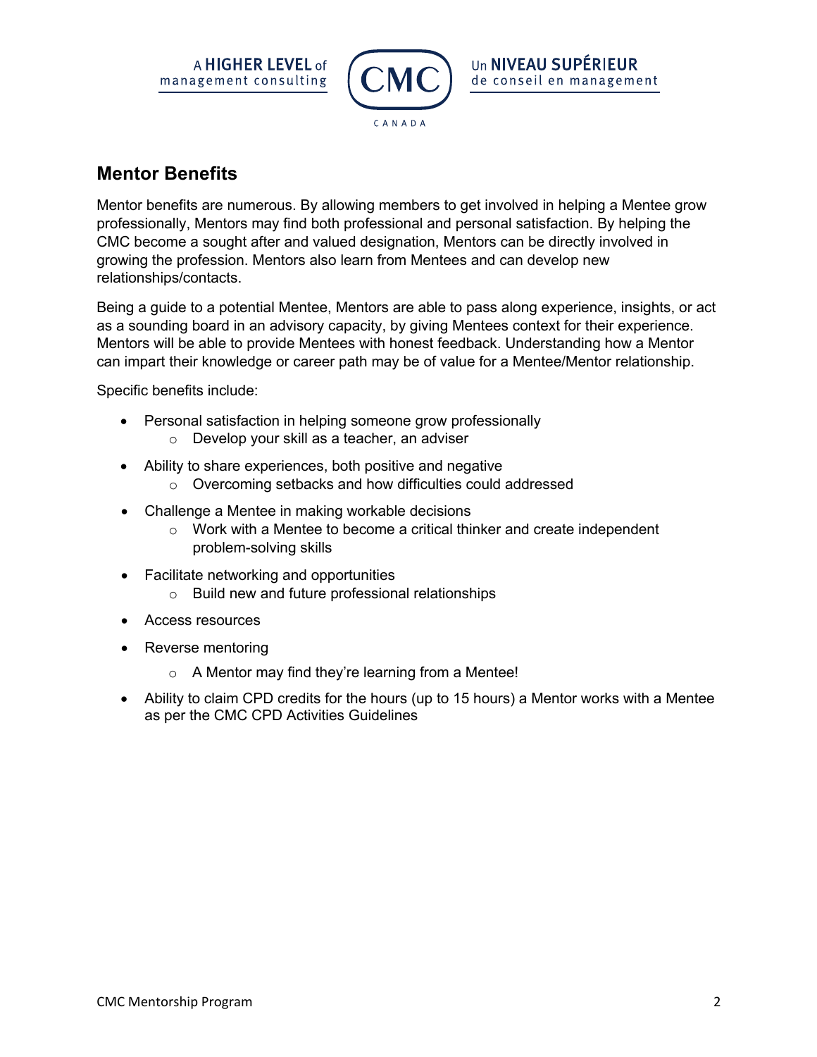## Mentor Benefits

Mentor benefits are numerous. By allowing members to get involved in helping a Mentee grow professionally, Mentors may find both professional and personal satisfaction. By helping the CMC become a sought after and valued designation, Mentors can be directly involved in growing the profession. Mentors also learn from Mentees and can develop new relationships/contacts.

Being a guide to a potential Mentee, Mentors are able to pass along experience, insights, or act as a sounding board in an advisory capacity, by giving Mentees context for their experience. Mentors will be able to provide Mentees with honest feedback. Understanding how a Mentor can impart their knowledge or career path may be of value for a Mentee/Mentor relationship.

Specific benefits include:

- Personal satisfaction in helping someone grow professionally
  - Develop your skill as a teacher, an adviser
- Ability to share experiences, both positive and negative
  - Overcoming setbacks and how difficulties could addressed
- Challenge a Mentee in making workable decisions
  - Work with a Mentee to become a critical thinker and create independent problem-solving skills
- Facilitate networking and opportunities
  - Build new and future professional relationships
- Access resources
- Reverse mentoring
  - A Mentor may find they're learning from a Mentee!
- Ability to claim CPD credits for the hours (up to 15 hours) a Mentor works with a Mentee as per the CMC CPD Activities Guidelines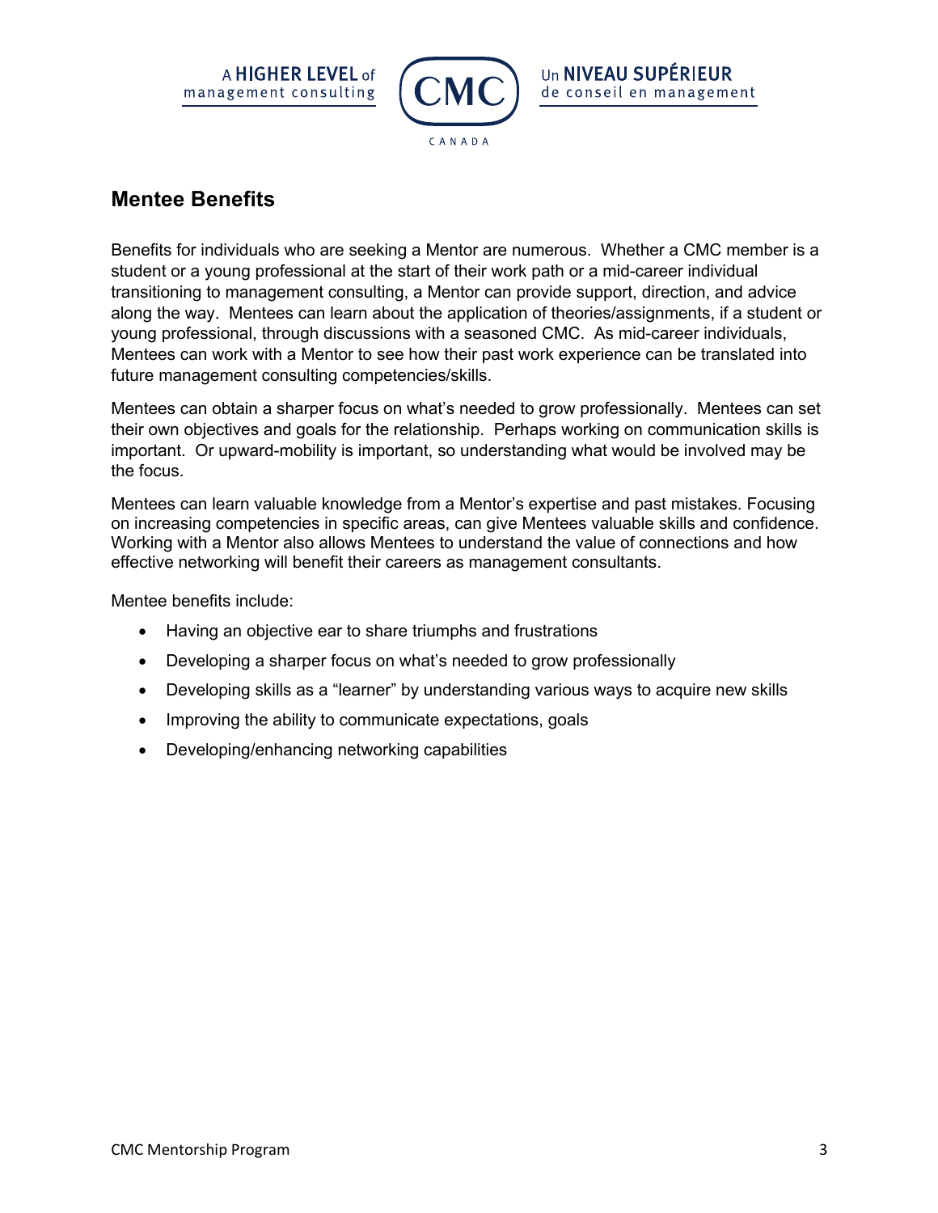## Mentee Benefits

Benefits for individuals who are seeking a Mentor are numerous. Whether a CMC member is a student or a young professional at the start of their work path or a mid-career individual transitioning to management consulting, a Mentor can provide support, direction, and advice along the way. Mentees can learn about the application of theories/assignments, if a student or young professional, through discussions with a seasoned CMC. As mid-career individuals, Mentees can work with a Mentor to see how their past work experience can be translated into future management consulting competencies/skills.

Mentees can obtain a sharper focus on what's needed to grow professionally. Mentees can set their own objectives and goals for the relationship. Perhaps working on communication skills is important. Or upward-mobility is important, so understanding what would be involved may be the focus.

Mentees can learn valuable knowledge from a Mentor's expertise and past mistakes. Focusing on increasing competencies in specific areas, can give Mentees valuable skills and confidence. Working with a Mentor also allows Mentees to understand the value of connections and how effective networking will benefit their careers as management consultants.

Mentee benefits include:

- Having an objective ear to share triumphs and frustrations
- Developing a sharper focus on what's needed to grow professionally
- Developing skills as a "learner" by understanding various ways to acquire new skills
- Improving the ability to communicate expectations, goals
- Developing/enhancing networking capabilities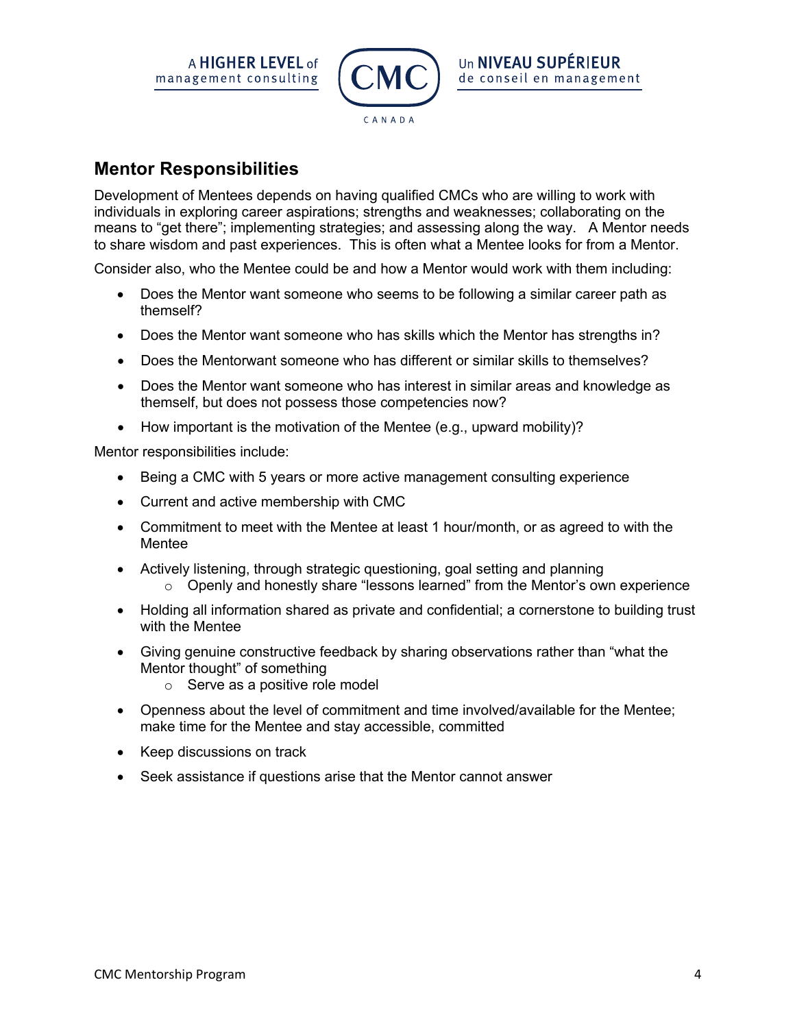## Mentor Responsibilities

Development of Mentees depends on having qualified CMCs who are willing to work with individuals in exploring career aspirations; strengths and weaknesses; collaborating on the means to "get there"; implementing strategies; and assessing along the way.   A Mentor needs to share wisdom and past experiences.  This is often what a Mentee looks for from a Mentor.

Consider also, who the Mentee could be and how a Mentor would work with them including:

- Does the Mentor want someone who seems to be following a similar career path as themself?
- Does the Mentor want someone who has skills which the Mentor has strengths in?
- Does the Mentorwant someone who has different or similar skills to themselves?
- Does the Mentor want someone who has interest in similar areas and knowledge as themself, but does not possess those competencies now?
- How important is the motivation of the Mentee (e.g., upward mobility)?

Mentor responsibilities include:

- Being a CMC with 5 years or more active management consulting experience
- Current and active membership with CMC
- Commitment to meet with the Mentee at least 1 hour/month, or as agreed to with the Mentee
- Actively listening, through strategic questioning, goal setting and planning
    - Openly and honestly share "lessons learned" from the Mentor's own experience
- Holding all information shared as private and confidential; a cornerstone to building trust with the Mentee
- Giving genuine constructive feedback by sharing observations rather than "what the Mentor thought" of something
    - Serve as a positive role model
- Openness about the level of commitment and time involved/available for the Mentee; make time for the Mentee and stay accessible, committed
- Keep discussions on track
- Seek assistance if questions arise that the Mentor cannot answer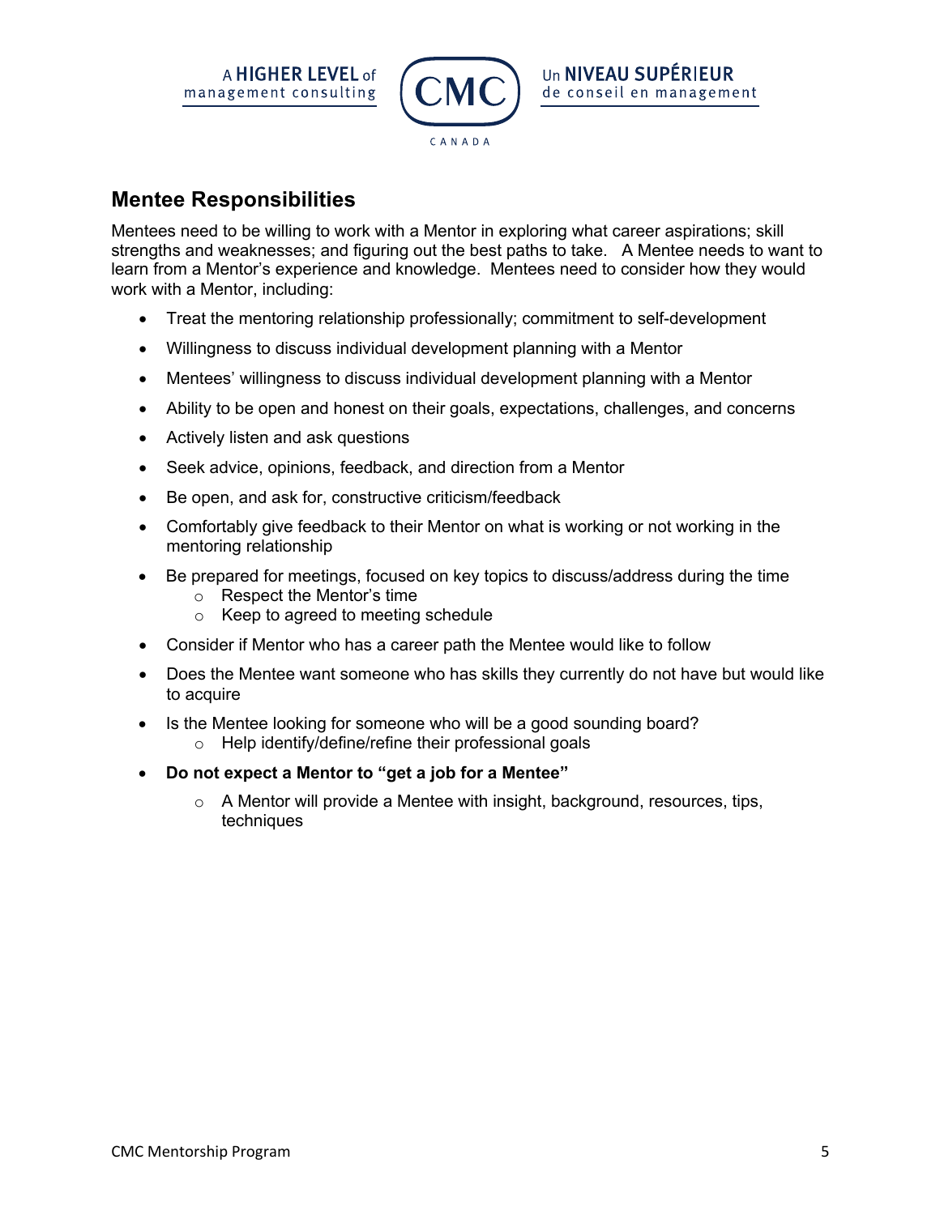## Mentee Responsibilities

Mentees need to be willing to work with a Mentor in exploring what career aspirations; skill strengths and weaknesses; and figuring out the best paths to take. A Mentee needs to want to learn from a Mentor's experience and knowledge. Mentees need to consider how they would work with a Mentor, including:

- Treat the mentoring relationship professionally; commitment to self-development
- Willingness to discuss individual development planning with a Mentor
- Mentees' willingness to discuss individual development planning with a Mentor
- Ability to be open and honest on their goals, expectations, challenges, and concerns
- Actively listen and ask questions
- Seek advice, opinions, feedback, and direction from a Mentor
- Be open, and ask for, constructive criticism/feedback
- Comfortably give feedback to their Mentor on what is working or not working in the mentoring relationship
- Be prepared for meetings, focused on key topics to discuss/address during the time
  - Respect the Mentor's time
  - Keep to agreed to meeting schedule
- Consider if Mentor who has a career path the Mentee would like to follow
- Does the Mentee want someone who has skills they currently do not have but would like to acquire
- Is the Mentee looking for someone who will be a good sounding board?
  - Help identify/define/refine their professional goals
- **Do not expect a Mentor to "get a job for a Mentee"**
  - A Mentor will provide a Mentee with insight, background, resources, tips, techniques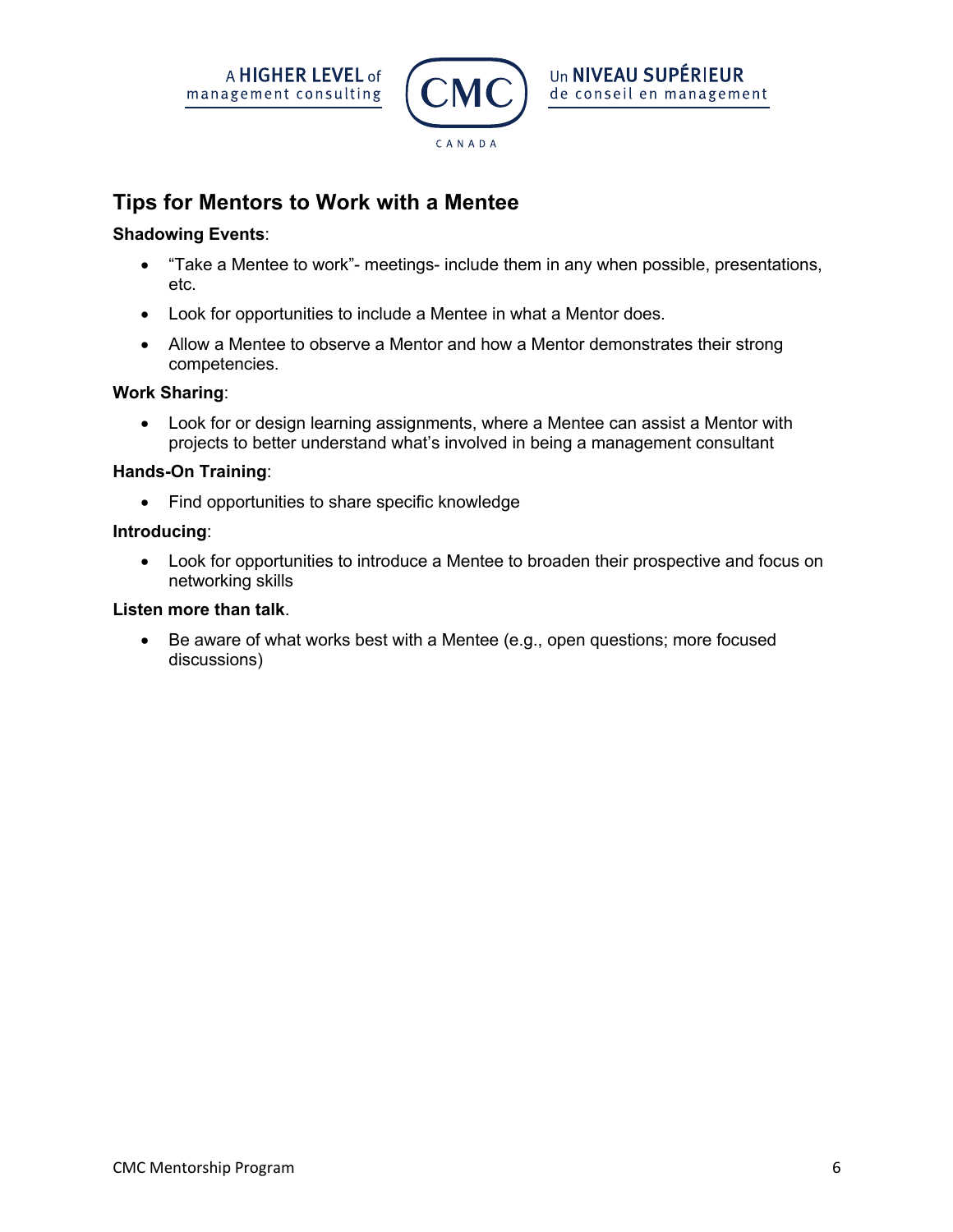## Tips for Mentors to Work with a Mentee

**Shadowing Events**:

- "Take a Mentee to work"- meetings- include them in any when possible, presentations, etc.
- Look for opportunities to include a Mentee in what a Mentor does.
- Allow a Mentee to observe a Mentor and how a Mentor demonstrates their strong competencies.

**Work Sharing**:

- Look for or design learning assignments, where a Mentee can assist a Mentor with projects to better understand what's involved in being a management consultant

**Hands-On Training**:

- Find opportunities to share specific knowledge

**Introducing**:

- Look for opportunities to introduce a Mentee to broaden their prospective and focus on networking skills

**Listen more than talk**.

- Be aware of what works best with a Mentee (e.g., open questions; more focused discussions)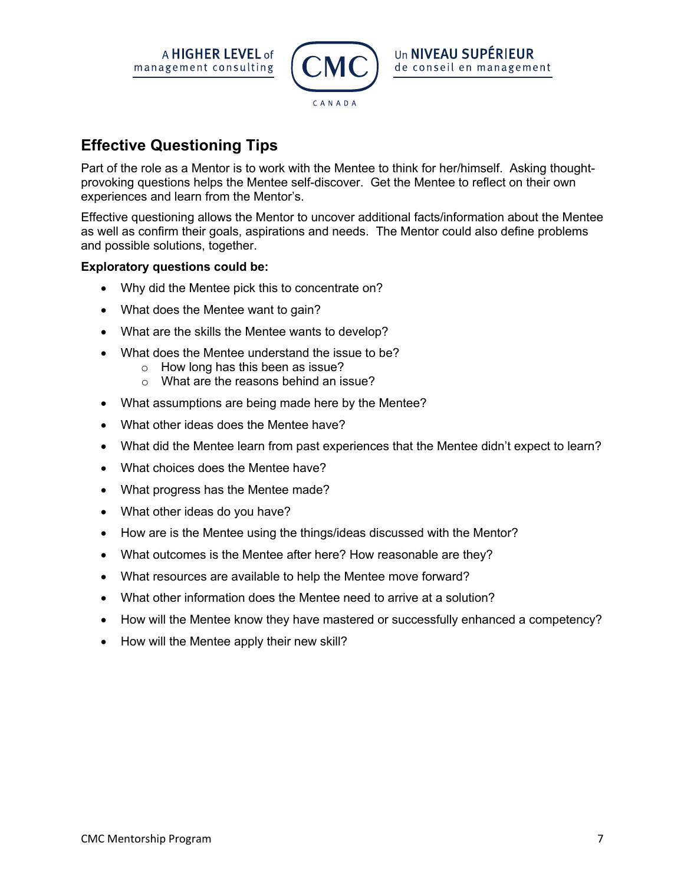## Effective Questioning Tips

Part of the role as a Mentor is to work with the Mentee to think for her/himself. Asking thought-provoking questions helps the Mentee self-discover. Get the Mentee to reflect on their own experiences and learn from the Mentor's.

Effective questioning allows the Mentor to uncover additional facts/information about the Mentee as well as confirm their goals, aspirations and needs. The Mentor could also define problems and possible solutions, together.

**Exploratory questions could be:**

- Why did the Mentee pick this to concentrate on?
- What does the Mentee want to gain?
- What are the skills the Mentee wants to develop?
- What does the Mentee understand the issue to be?
  - How long has this been as issue?
  - What are the reasons behind an issue?
- What assumptions are being made here by the Mentee?
- What other ideas does the Mentee have?
- What did the Mentee learn from past experiences that the Mentee didn't expect to learn?
- What choices does the Mentee have?
- What progress has the Mentee made?
- What other ideas do you have?
- How are is the Mentee using the things/ideas discussed with the Mentor?
- What outcomes is the Mentee after here? How reasonable are they?
- What resources are available to help the Mentee move forward?
- What other information does the Mentee need to arrive at a solution?
- How will the Mentee know they have mastered or successfully enhanced a competency?
- How will the Mentee apply their new skill?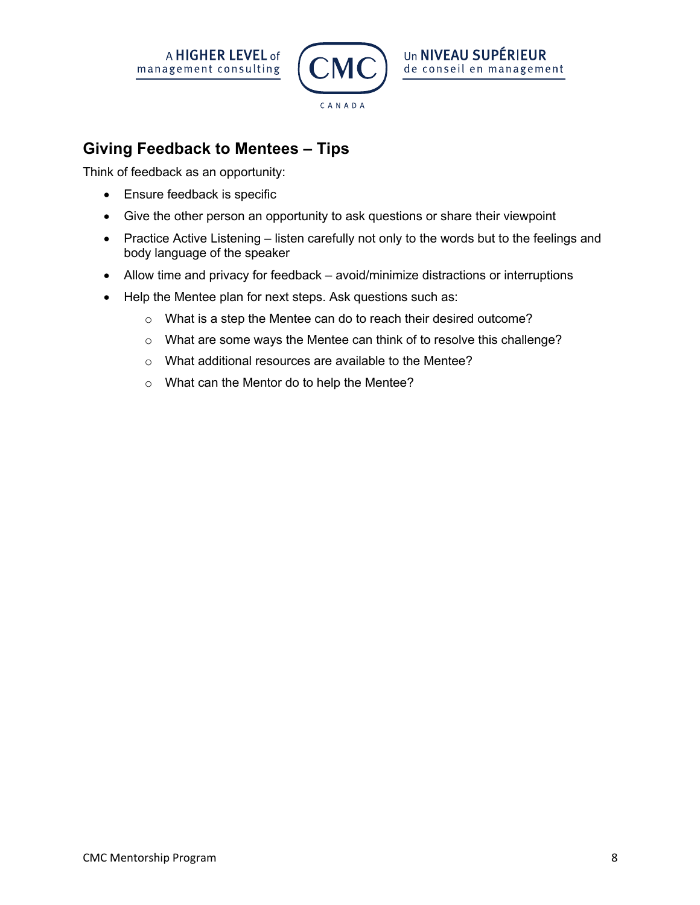## Giving Feedback to Mentees – Tips

Think of feedback as an opportunity:

- Ensure feedback is specific
- Give the other person an opportunity to ask questions or share their viewpoint
- Practice Active Listening – listen carefully not only to the words but to the feelings and body language of the speaker
- Allow time and privacy for feedback – avoid/minimize distractions or interruptions
- Help the Mentee plan for next steps. Ask questions such as:
  - What is a step the Mentee can do to reach their desired outcome?
  - What are some ways the Mentee can think of to resolve this challenge?
  - What additional resources are available to the Mentee?
  - What can the Mentor do to help the Mentee?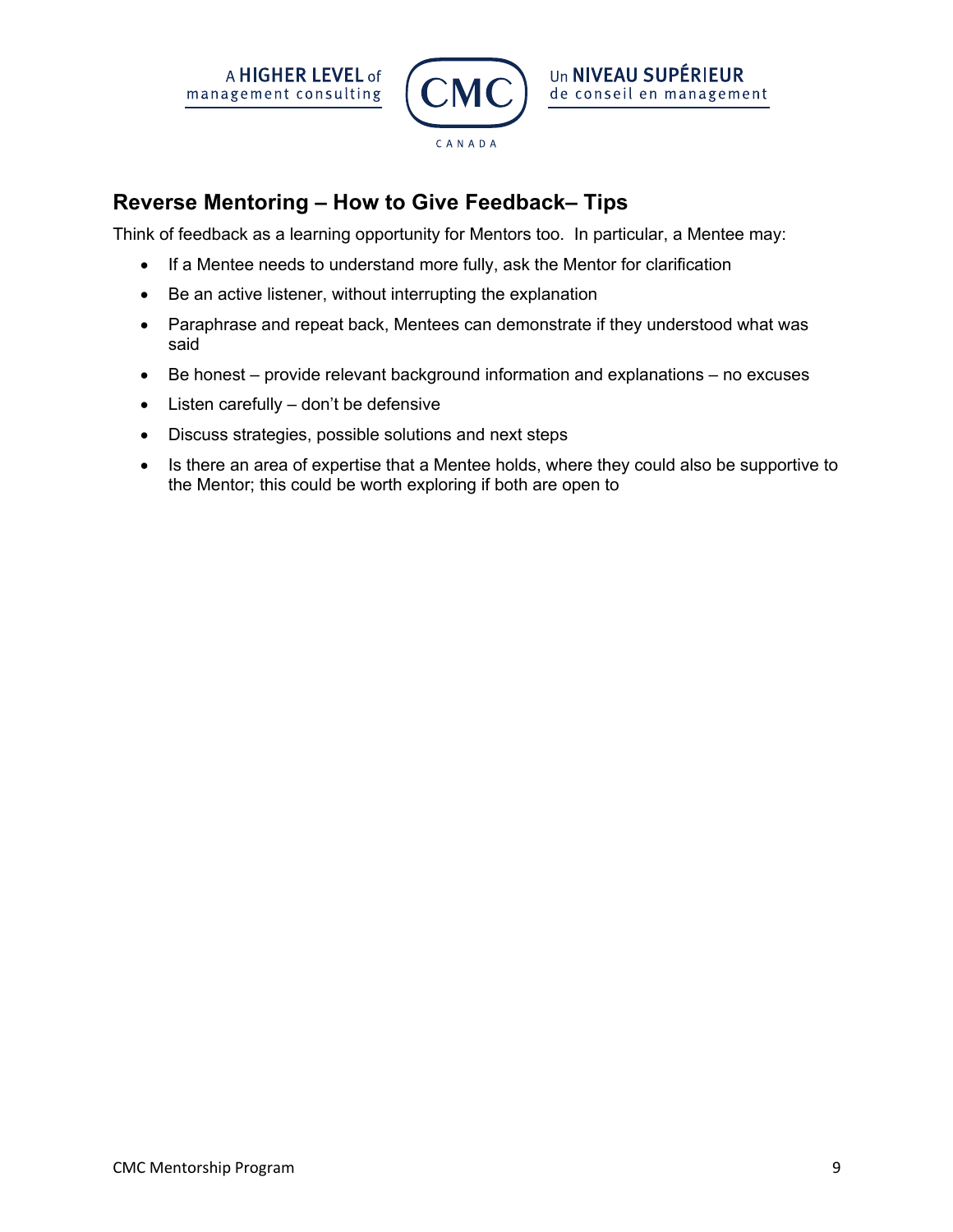## Reverse Mentoring – How to Give Feedback– Tips

Think of feedback as a learning opportunity for Mentors too. In particular, a Mentee may:

- If a Mentee needs to understand more fully, ask the Mentor for clarification
- Be an active listener, without interrupting the explanation
- Paraphrase and repeat back, Mentees can demonstrate if they understood what was said
- Be honest – provide relevant background information and explanations – no excuses
- Listen carefully – don't be defensive
- Discuss strategies, possible solutions and next steps
- Is there an area of expertise that a Mentee holds, where they could also be supportive to the Mentor; this could be worth exploring if both are open to